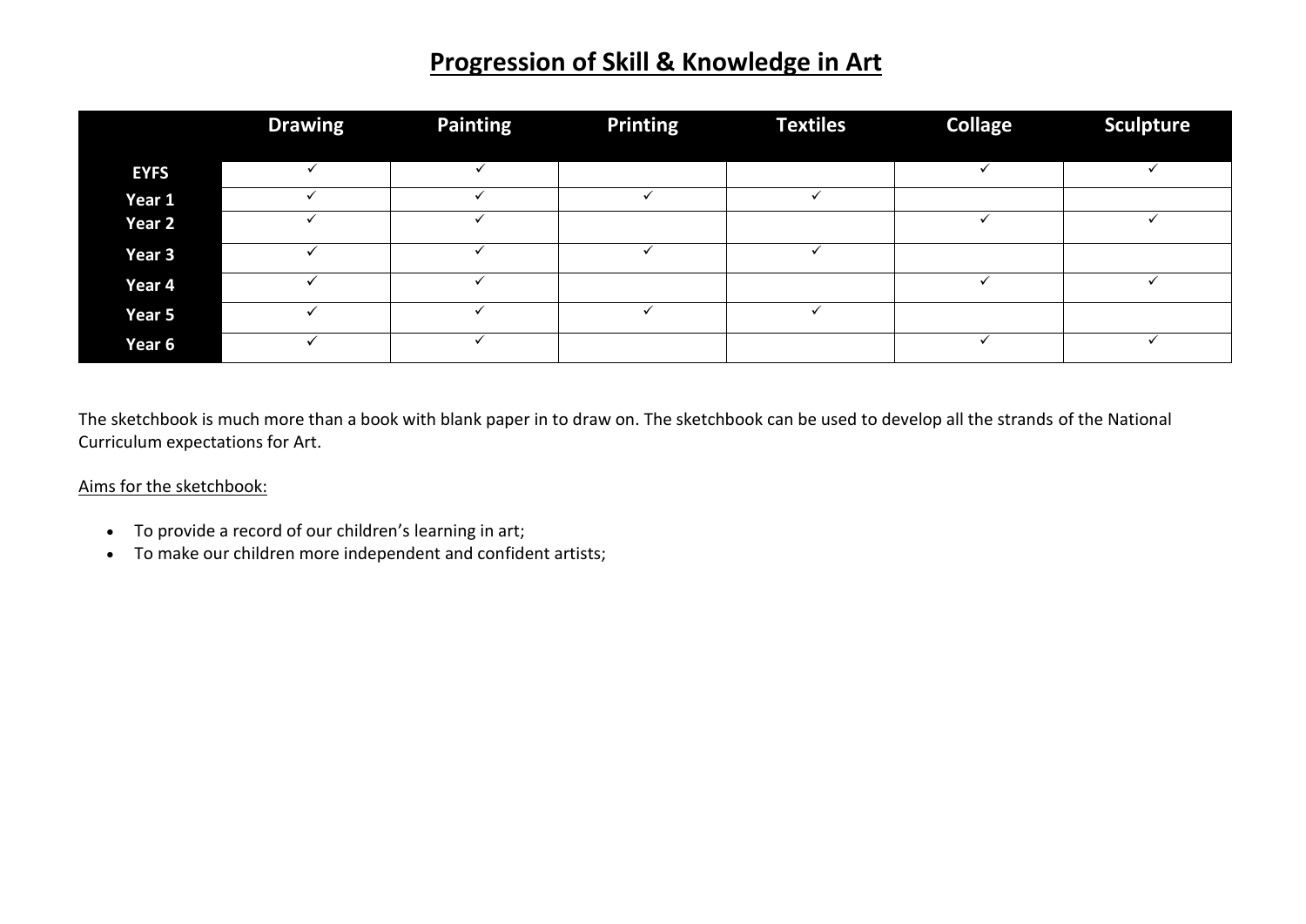# Progression of Skill & Knowledge in Art

| | Drawing | Painting | Printing | Textiles | Collage | Sculpture |
|---|---|---|---|---|---|---|
| **EYFS** | ✓ | ✓ | | | ✓ | ✓ |
| **Year 1** | ✓ | ✓ | ✓ | ✓ | | |
| **Year 2** | ✓ | ✓ | | | ✓ | ✓ |
| **Year 3** | ✓ | ✓ | ✓ | ✓ | | |
| **Year 4** | ✓ | ✓ | | | ✓ | ✓ |
| **Year 5** | ✓ | ✓ | ✓ | ✓ | | |
| **Year 6** | ✓ | ✓ | | | ✓ | ✓ |

The sketchbook is much more than a book with blank paper in to draw on. The sketchbook can be used to develop all the strands of the National Curriculum expectations for Art.

<u>Aims for the sketchbook:</u>

- To provide a record of our children's learning in art;
- To make our children more independent and confident artists;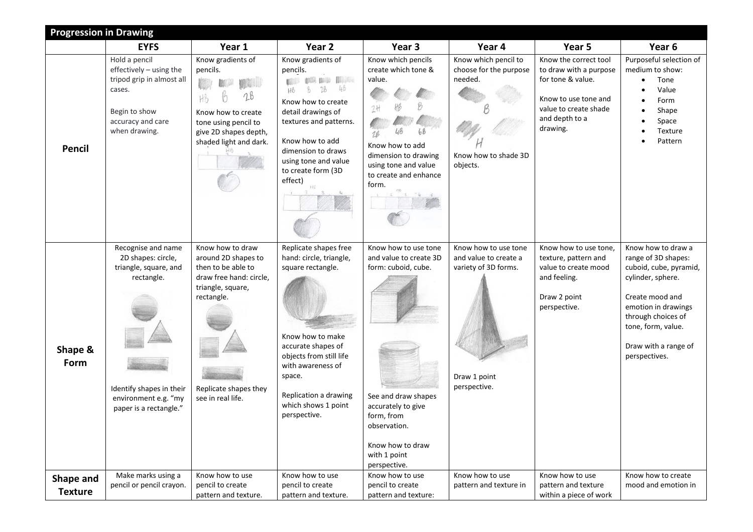## Progression in Drawing

| | EYFS | Year 1 | Year 2 | Year 3 | Year 4 | Year 5 | Year 6 |
|---|---|---|---|---|---|---|---|
| **Pencil** | Hold a pencil effectively – using the tripod grip in almost all cases.<br><br>Begin to show accuracy and care when drawing. | Know gradients of pencils.<br><br>Know how to create tone using pencil to give 2D shapes depth, shaded light and dark. | Know gradients of pencils.<br><br>Know how to create detail drawings of textures and patterns.<br><br>Know how to add dimension to draws using tone and value to create form (3D effect) | Know which pencils create which tone & value.<br><br>Know how to add dimension to drawing using tone and value to create and enhance form. | Know which pencil to choose for the purpose needed.<br><br>Know how to shade 3D objects. | Know the correct tool to draw with a purpose for tone & value.<br><br>Know to use tone and value to create shade and depth to a drawing. | Purposeful selection of medium to show:<br>• Tone<br>• Value<br>• Form<br>• Shape<br>• Space<br>• Texture<br>• Pattern |
| **Shape & Form** | Recognise and name 2D shapes: circle, triangle, square, and rectangle.<br><br>Identify shapes in their environment e.g. "my paper is a rectangle." | Know how to draw around 2D shapes to then to be able to draw free hand: circle, triangle, square, rectangle.<br><br>Replicate shapes they see in real life. | Replicate shapes free hand: circle, triangle, square rectangle.<br><br>Know how to make accurate shapes of objects from still life with awareness of space.<br><br>Replication a drawing which shows 1 point perspective. | Know how to use tone and value to create 3D form: cuboid, cube.<br><br>See and draw shapes accurately to give form, from observation.<br><br>Know how to draw with 1 point perspective. | Know how to use tone and value to create a variety of 3D forms.<br><br>Draw 1 point perspective. | Know how to use tone, texture, pattern and value to create mood and feeling.<br><br>Draw 2 point perspective. | Know how to draw a range of 3D shapes: cuboid, cube, pyramid, cylinder, sphere.<br><br>Create mood and emotion in drawings through choices of tone, form, value.<br><br>Draw with a range of perspectives. |
| **Shape and Texture** | Make marks using a pencil or pencil crayon. | Know how to use pencil to create pattern and texture. | Know how to use pencil to create pattern and texture. | Know how to use pencil to create pattern and texture: | Know how to use pattern and texture in | Know how to use pattern and texture within a piece of work | Know how to create mood and emotion in |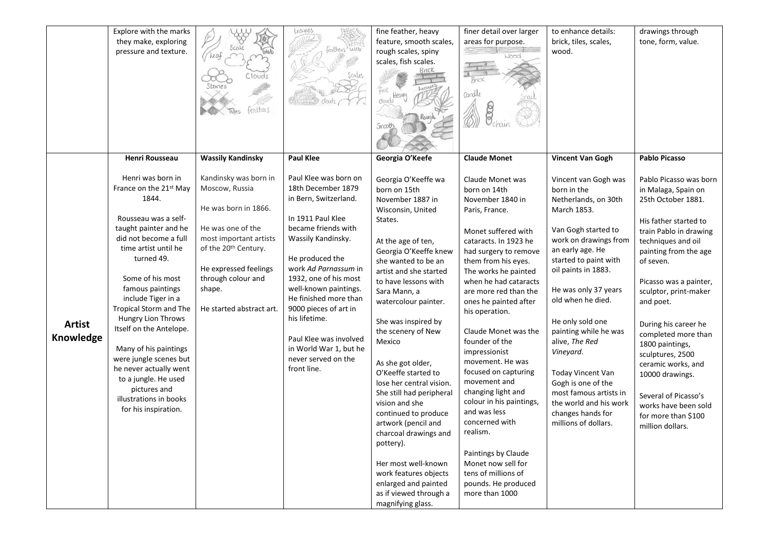| | | | | | | | |
|---|---|---|---|---|---|---|---|
| | Explore with the marks they make, exploring pressure and texture. | | | fine feather, heavy feature, smooth scales, rough scales, spiny scales, fish scales. | finer detail over larger areas for purpose. | to enhance details: brick, tiles, scales, wood. | drawings through tone, form, value. |
| **Artist Knowledge** | **Henri Rousseau**<br><br>Henri was born in France on the 21st May 1844.<br><br>Rousseau was a self-taught painter and he did not become a full time artist until he turned 49.<br><br>Some of his most famous paintings include Tiger in a Tropical Storm and The Hungry Lion Throws Itself on the Antelope.<br><br>Many of his paintings were jungle scenes but he never actually went to a jungle. He used pictures and illustrations in books for his inspiration. | **Wassily Kandinsky**<br><br>Kandinsky was born in Moscow, Russia<br><br>He was born in 1866.<br><br>He was one of the most important artists of the 20th Century.<br><br>He expressed feelings through colour and shape.<br><br>He started abstract art. | **Paul Klee**<br><br>Paul Klee was born on 18th December 1879 in Bern, Switzerland.<br><br>In 1911 Paul Klee became friends with Wassily Kandinsky.<br><br>He produced the work *Ad Parnassum* in 1932, one of his most well-known paintings. He finished more than 9000 pieces of art in his lifetime.<br><br>Paul Klee was involved in World War 1, but he never served on the front line. | **Georgia O'Keefe**<br><br>Georgia O'Keeffe wa born on 15th November 1887 in Wisconsin, United States.<br><br>At the age of ten, Georgia O'Keeffe knew she wanted to be an artist and she started to have lessons with Sara Mann, a watercolour painter.<br><br>She was inspired by the scenery of New Mexico<br><br>As she got older, O'Keeffe started to lose her central vision. She still had peripheral vision and she continued to produce artwork (pencil and charcoal drawings and pottery).<br><br>Her most well-known work features objects enlarged and painted as if viewed through a magnifying glass. | **Claude Monet**<br><br>Claude Monet was born on 14th November 1840 in Paris, France.<br><br>Monet suffered with cataracts. In 1923 he had surgery to remove them from his eyes. The works he painted when he had cataracts are more red than the ones he painted after his operation.<br><br>Claude Monet was the founder of the impressionist movement. He was focused on capturing movement and changing light and colour in his paintings, and was less concerned with realism.<br><br>Paintings by Claude Monet now sell for tens of millions of pounds. He produced more than 1000 | **Vincent Van Gogh**<br><br>Vincent van Gogh was born in the Netherlands, on 30th March 1853.<br><br>Van Gogh started to work on drawings from an early age. He started to paint with oil paints in 1883.<br><br>He was only 37 years old when he died.<br><br>He only sold one painting while he was alive, *The Red Vineyard*.<br><br>Today Vincent Van Gogh is one of the most famous artists in the world and his work changes hands for millions of dollars. | **Pablo Picasso**<br><br>Pablo Picasso was born in Malaga, Spain on 25th October 1881.<br><br>His father started to train Pablo in drawing techniques and oil painting from the age of seven.<br><br>Picasso was a painter, sculptor, print-maker and poet.<br><br>During his career he completed more than 1800 paintings, sculptures, 2500 ceramic works, and 10000 drawings.<br><br>Several of Picasso's works have been sold for more than $100 million dollars. |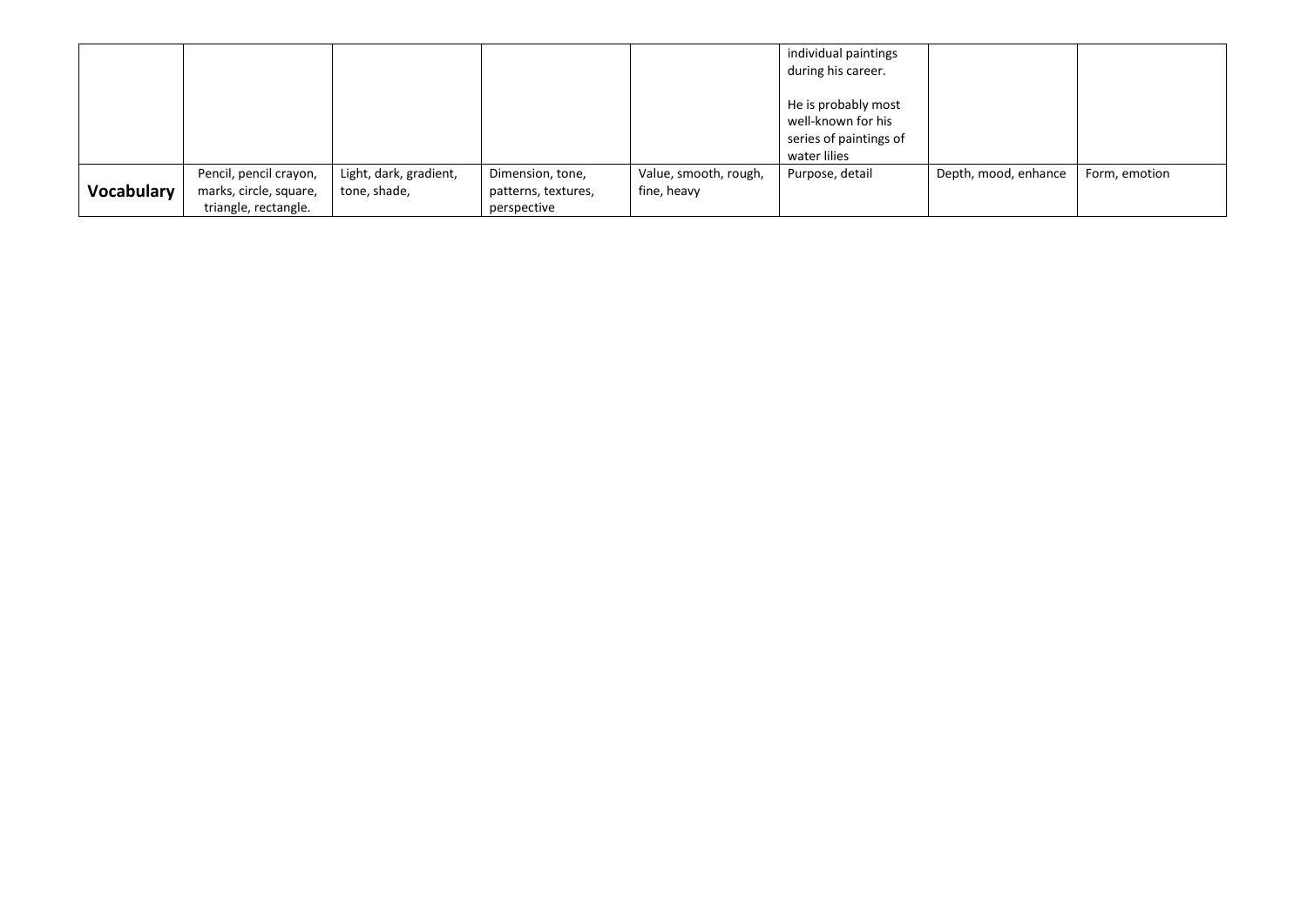| | | | | | | | |
|---|---|---|---|---|---|---|---|
| | | | | | individual paintings during his career.<br><br>He is probably most well-known for his series of paintings of water lilies | | |
| **Vocabulary** | Pencil, pencil crayon, marks, circle, square, triangle, rectangle. | Light, dark, gradient, tone, shade, | Dimension, tone, patterns, textures, perspective | Value, smooth, rough, fine, heavy | Purpose, detail | Depth, mood, enhance | Form, emotion |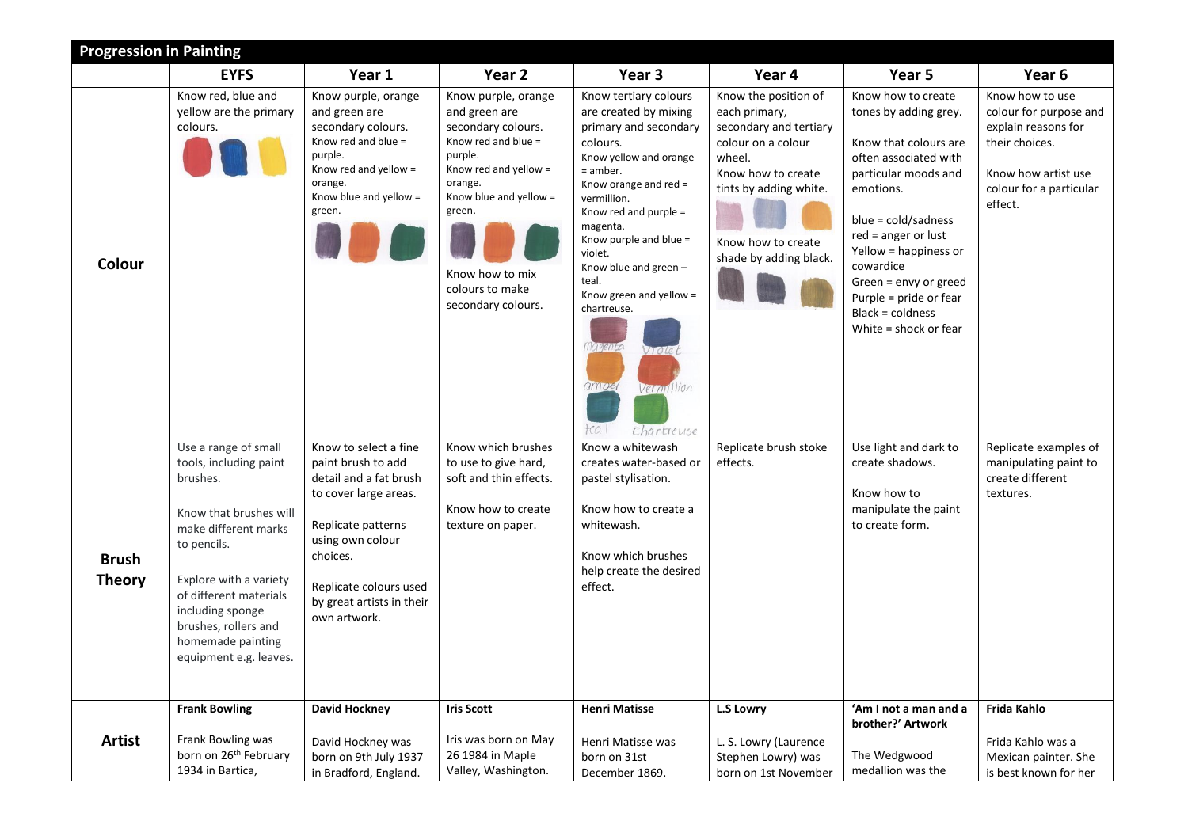## Progression in Painting

| | EYFS | Year 1 | Year 2 | Year 3 | Year 4 | Year 5 | Year 6 |
|---|---|---|---|---|---|---|---|
| **Colour** | Know red, blue and yellow are the primary colours. | Know purple, orange and green are secondary colours.<br>Know red and blue = purple.<br>Know red and yellow = orange.<br>Know blue and yellow = green. | Know purple, orange and green are secondary colours.<br>Know red and blue = purple.<br>Know red and yellow = orange.<br>Know blue and yellow = green.<br>Know how to mix colours to make secondary colours. | Know tertiary colours are created by mixing primary and secondary colours.<br>Know yellow and orange = amber.<br>Know orange and red = vermillion.<br>Know red and purple = magenta.<br>Know purple and blue = violet.<br>Know blue and green – teal.<br>Know green and yellow = chartreuse.<br>magenta violet amber vermillion teal chartreuse | Know the position of each primary, secondary and tertiary colour on a colour wheel.<br>Know how to create tints by adding white.<br>Know how to create shade by adding black. | Know how to create tones by adding grey.<br><br>Know that colours are often associated with particular moods and emotions.<br><br>blue = cold/sadness<br>red = anger or lust<br>Yellow = happiness or cowardice<br>Green = envy or greed<br>Purple = pride or fear<br>Black = coldness<br>White = shock or fear | Know how to use colour for purpose and explain reasons for their choices.<br><br>Know how artist use colour for a particular effect. |
| **Brush Theory** | Use a range of small tools, including paint brushes.<br><br>Know that brushes will make different marks to pencils.<br><br>Explore with a variety of different materials including sponge brushes, rollers and homemade painting equipment e.g. leaves. | Know to select a fine paint brush to add detail and a fat brush to cover large areas.<br><br>Replicate patterns using own colour choices.<br><br>Replicate colours used by great artists in their own artwork. | Know which brushes to use to give hard, soft and thin effects.<br><br>Know how to create texture on paper. | Know a whitewash creates water-based or pastel stylisation.<br><br>Know how to create a whitewash.<br><br>Know which brushes help create the desired effect. | Replicate brush stoke effects. | Use light and dark to create shadows.<br><br>Know how to manipulate the paint to create form. | Replicate examples of manipulating paint to create different textures. |
| **Artist** | **Frank Bowling**<br><br>Frank Bowling was born on 26th February 1934 in Bartica, | **David Hockney**<br><br>David Hockney was born on 9th July 1937 in Bradford, England. | **Iris Scott**<br><br>Iris was born on May 26 1984 in Maple Valley, Washington. | **Henri Matisse**<br><br>Henri Matisse was born on 31st December 1869. | **L.S Lowry**<br><br>L. S. Lowry (Laurence Stephen Lowry) was born on 1st November | **'Am I not a man and a brother?' Artwork**<br><br>The Wedgwood medallion was the | **Frida Kahlo**<br><br>Frida Kahlo was a Mexican painter. She is best known for her |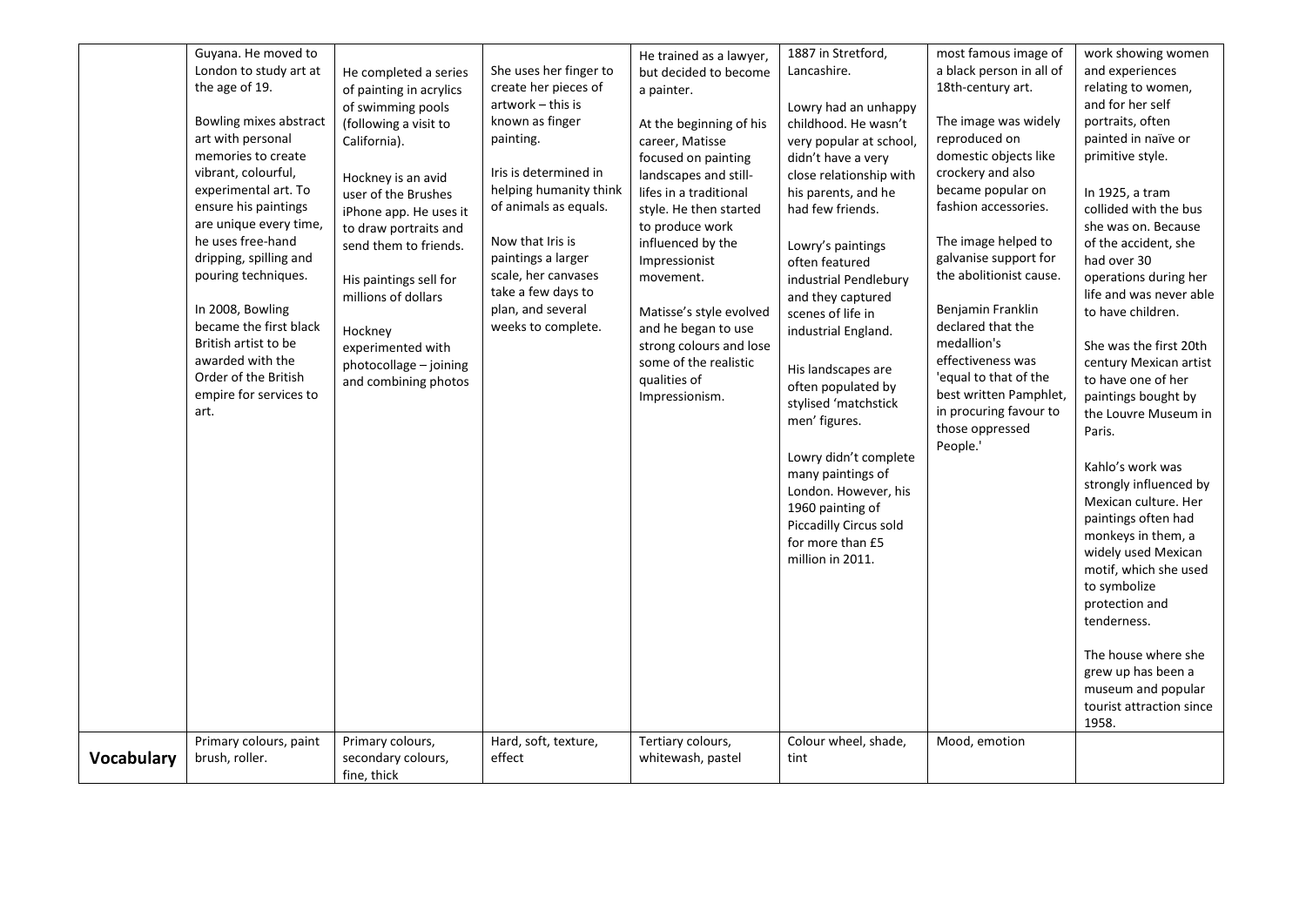| | | | | | | | |
|---|---|---|---|---|---|---|---|
| | Guyana. He moved to London to study art at the age of 19.<br><br>Bowling mixes abstract art with personal memories to create vibrant, colourful, experimental art. To ensure his paintings are unique every time, he uses free-hand dripping, spilling and pouring techniques.<br><br>In 2008, Bowling became the first black British artist to be awarded with the Order of the British empire for services to art. | He completed a series of painting in acrylics of swimming pools (following a visit to California).<br><br>Hockney is an avid user of the Brushes iPhone app. He uses it to draw portraits and send them to friends.<br><br>His paintings sell for millions of dollars<br><br>Hockney experimented with photocollage – joining and combining photos | She uses her finger to create her pieces of artwork – this is known as finger painting.<br><br>Iris is determined in helping humanity think of animals as equals.<br><br>Now that Iris is paintings a larger scale, her canvases take a few days to plan, and several weeks to complete. | He trained as a lawyer, but decided to become a painter.<br><br>At the beginning of his career, Matisse focused on painting landscapes and still-lifes in a traditional style. He then started to produce work influenced by the Impressionist movement.<br><br>Matisse's style evolved and he began to use strong colours and lose some of the realistic qualities of Impressionism. | 1887 in Stretford, Lancashire.<br><br>Lowry had an unhappy childhood. He wasn't very popular at school, didn't have a very close relationship with his parents, and he had few friends.<br><br>Lowry's paintings often featured industrial Pendlebury and they captured scenes of life in industrial England.<br><br>His landscapes are often populated by stylised 'matchstick men' figures.<br><br>Lowry didn't complete many paintings of London. However, his 1960 painting of Piccadilly Circus sold for more than £5 million in 2011. | most famous image of a black person in all of 18th-century art.<br><br>The image was widely reproduced on domestic objects like crockery and also became popular on fashion accessories.<br><br>The image helped to galvanise support for the abolitionist cause.<br><br>Benjamin Franklin declared that the medallion's effectiveness was 'equal to that of the best written Pamphlet, in procuring favour to those oppressed People.' | work showing women and experiences relating to women, and for her self portraits, often painted in naïve or primitive style.<br><br>In 1925, a tram collided with the bus she was on. Because of the accident, she had over 30 operations during her life and was never able to have children.<br><br>She was the first 20th century Mexican artist to have one of her paintings bought by the Louvre Museum in Paris.<br><br>Kahlo's work was strongly influenced by Mexican culture. Her paintings often had monkeys in them, a widely used Mexican motif, which she used to symbolize protection and tenderness.<br><br>The house where she grew up has been a museum and popular tourist attraction since 1958. |
| **Vocabulary** | Primary colours, paint brush, roller. | Primary colours, secondary colours, fine, thick | Hard, soft, texture, effect | Tertiary colours, whitewash, pastel | Colour wheel, shade, tint | Mood, emotion | |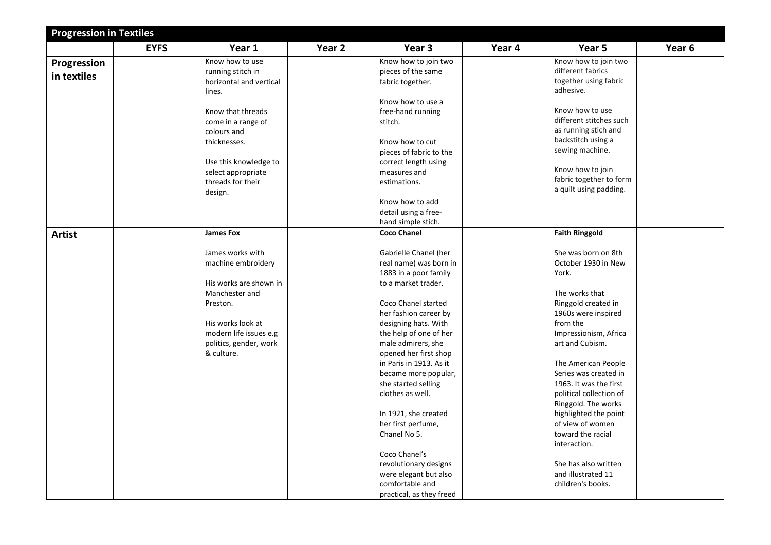## Progression in Textiles

| | EYFS | Year 1 | Year 2 | Year 3 | Year 4 | Year 5 | Year 6 |
|---|---|---|---|---|---|---|---|
| **Progression in textiles** | | Know how to use running stitch in horizontal and vertical lines.<br><br>Know that threads come in a range of colours and thicknesses.<br><br>Use this knowledge to select appropriate threads for their design. | | Know how to join two pieces of the same fabric together.<br><br>Know how to use a free-hand running stitch.<br><br>Know how to cut pieces of fabric to the correct length using measures and estimations.<br><br>Know how to add detail using a free-hand simple stich. | | Know how to join two different fabrics together using fabric adhesive.<br><br>Know how to use different stitches such as running stich and backstitch using a sewing machine.<br><br>Know how to join fabric together to form a quilt using padding. | |
| **Artist** | | **James Fox**<br><br>James works with machine embroidery<br><br>His works are shown in Manchester and Preston.<br><br>His works look at modern life issues e.g politics, gender, work & culture. | | **Coco Chanel**<br><br>Gabrielle Chanel (her real name) was born in 1883 in a poor family to a market trader.<br><br>Coco Chanel started her fashion career by designing hats. With the help of one of her male admirers, she opened her first shop in Paris in 1913. As it became more popular, she started selling clothes as well.<br><br>In 1921, she created her first perfume, Chanel No 5.<br><br>Coco Chanel's revolutionary designs were elegant but also comfortable and practical, as they freed | | **Faith Ringgold**<br><br>She was born on 8th October 1930 in New York.<br><br>The works that Ringgold created in 1960s were inspired from the Impressionism, Africa art and Cubism.<br><br>The American People Series was created in 1963. It was the first political collection of Ringgold. The works highlighted the point of view of women toward the racial interaction.<br><br>She has also written and illustrated 11 children's books. | |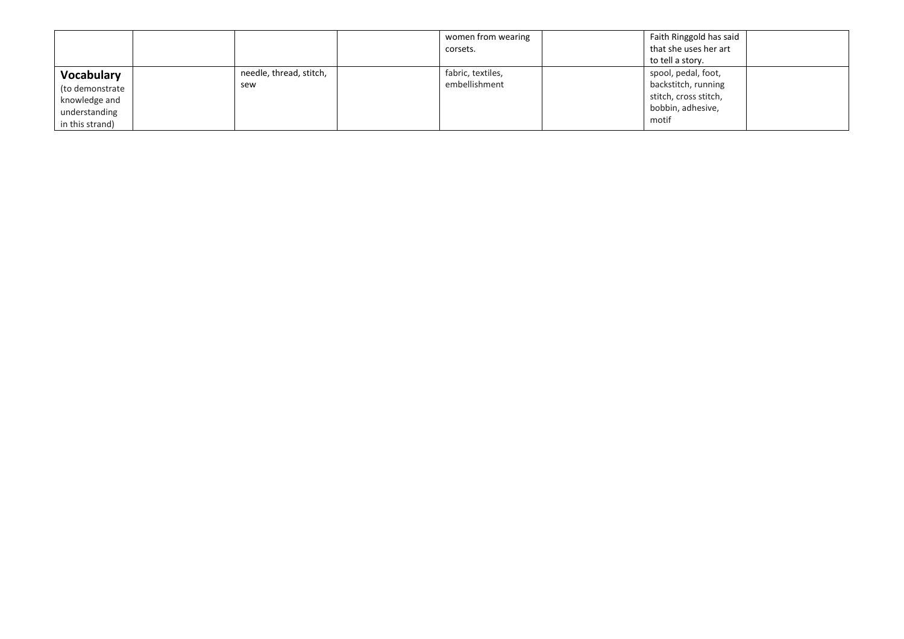| | | | | | | | |
|---|---|---|---|---|---|---|---|
| | | | | women from wearing corsets. | | Faith Ringgold has said that she uses her art to tell a story. | |
| **Vocabulary** (to demonstrate knowledge and understanding in this strand) | | needle, thread, stitch, sew | | fabric, textiles, embellishment | | spool, pedal, foot, backstitch, running stitch, cross stitch, bobbin, adhesive, motif | |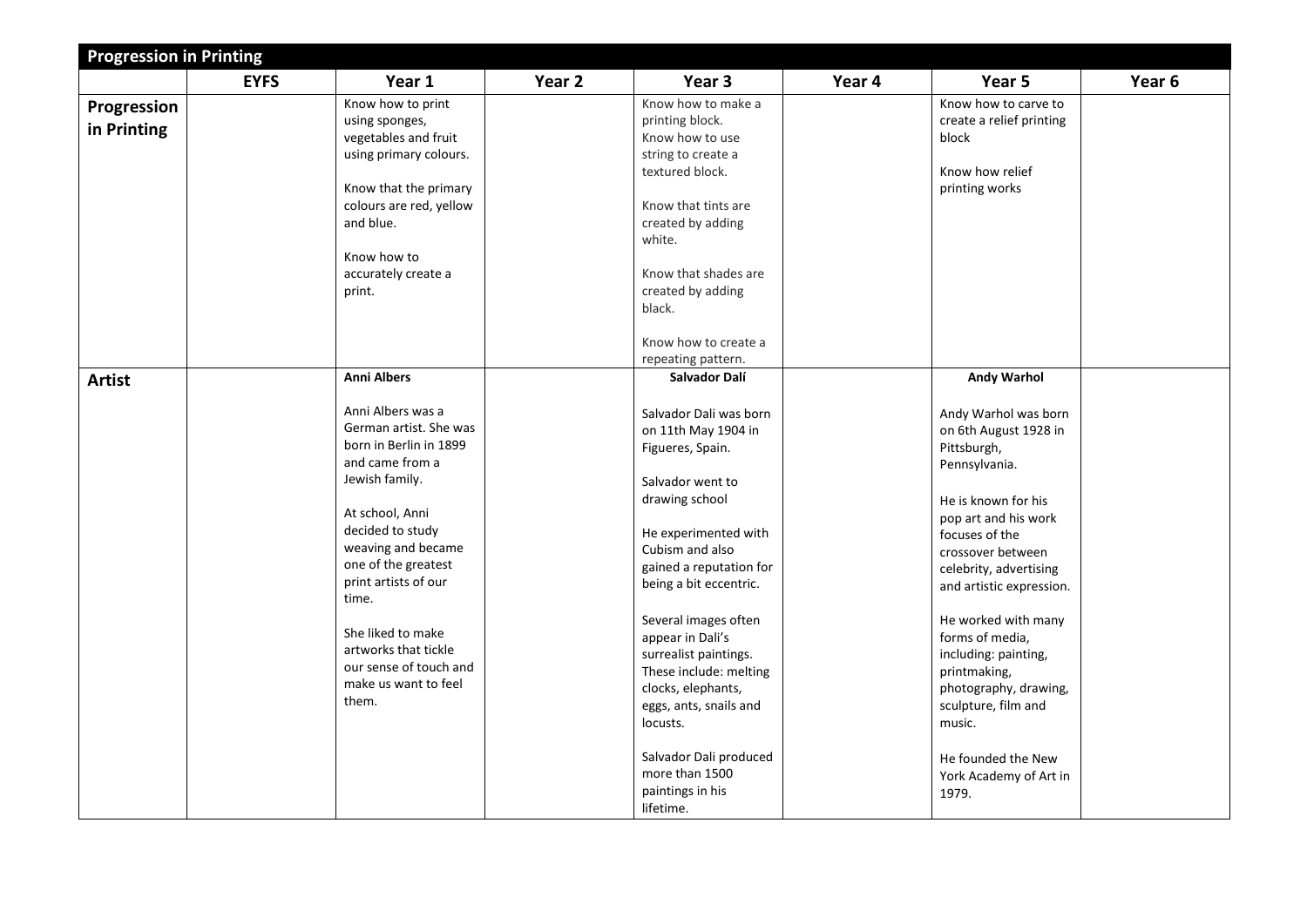| Progression in Printing | | | | | | | |
|---|---|---|---|---|---|---|---|
| | **EYFS** | **Year 1** | **Year 2** | **Year 3** | **Year 4** | **Year 5** | **Year 6** |
| **Progression in Printing** | | Know how to print using sponges, vegetables and fruit using primary colours.<br><br>Know that the primary colours are red, yellow and blue.<br><br>Know how to accurately create a print. | | Know how to make a printing block.<br>Know how to use string to create a textured block.<br><br>Know that tints are created by adding white.<br><br>Know that shades are created by adding black.<br><br>Know how to create a repeating pattern. | | Know how to carve to create a relief printing block<br><br>Know how relief printing works | |
| **Artist** | | **Anni Albers**<br><br>Anni Albers was a German artist. She was born in Berlin in 1899 and came from a Jewish family.<br><br>At school, Anni decided to study weaving and became one of the greatest print artists of our time.<br><br>She liked to make artworks that tickle our sense of touch and make us want to feel them. | | **Salvador Dalí**<br><br>Salvador Dali was born on 11th May 1904 in Figueres, Spain.<br><br>Salvador went to drawing school<br><br>He experimented with Cubism and also gained a reputation for being a bit eccentric.<br><br>Several images often appear in Dali's surrealist paintings. These include: melting clocks, elephants, eggs, ants, snails and locusts.<br><br>Salvador Dali produced more than 1500 paintings in his lifetime. | | **Andy Warhol**<br><br>Andy Warhol was born on 6th August 1928 in Pittsburgh, Pennsylvania.<br><br>He is known for his pop art and his work focuses of the crossover between celebrity, advertising and artistic expression.<br><br>He worked with many forms of media, including: painting, printmaking, photography, drawing, sculpture, film and music.<br><br>He founded the New York Academy of Art in 1979. | |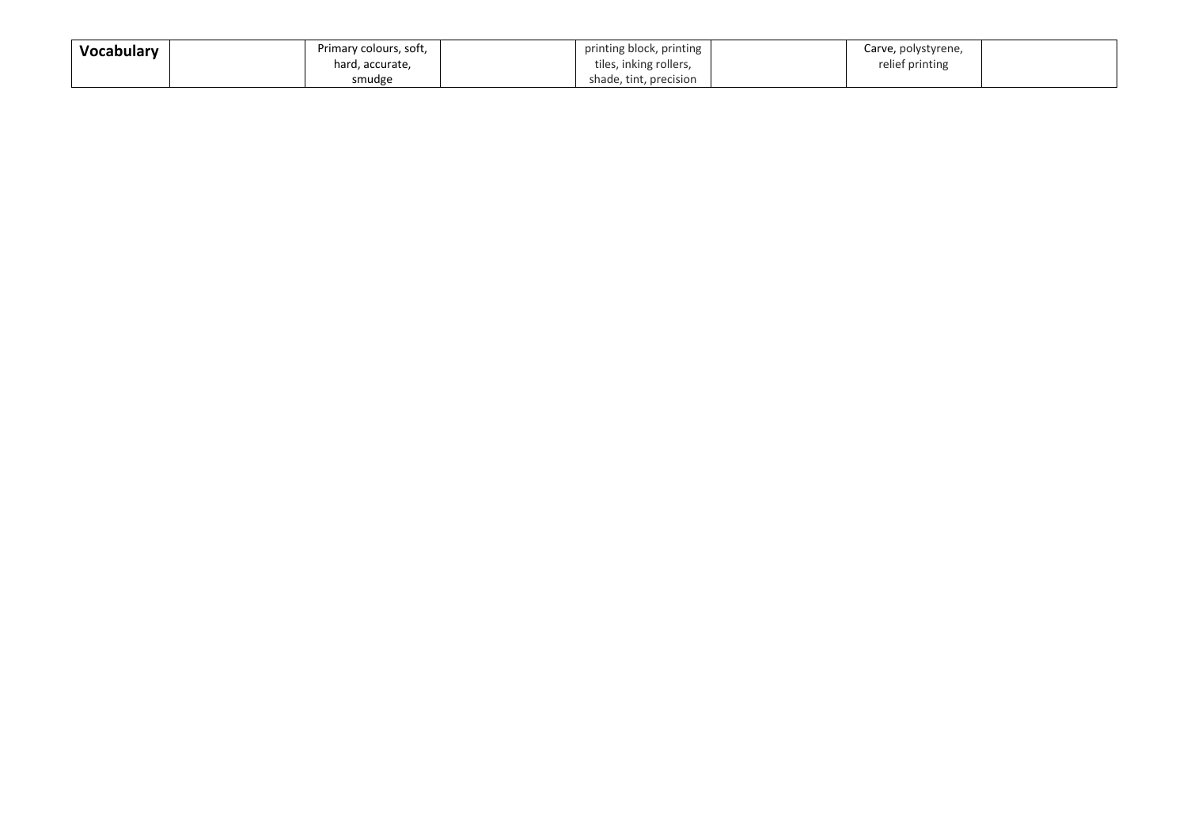| Vocabulary | | Primary colours, soft, hard, accurate, smudge | | printing block, printing tiles, inking rollers, shade, tint, precision | | Carve, polystyrene, relief printing | |
|---|---|---|---|---|---|---|---|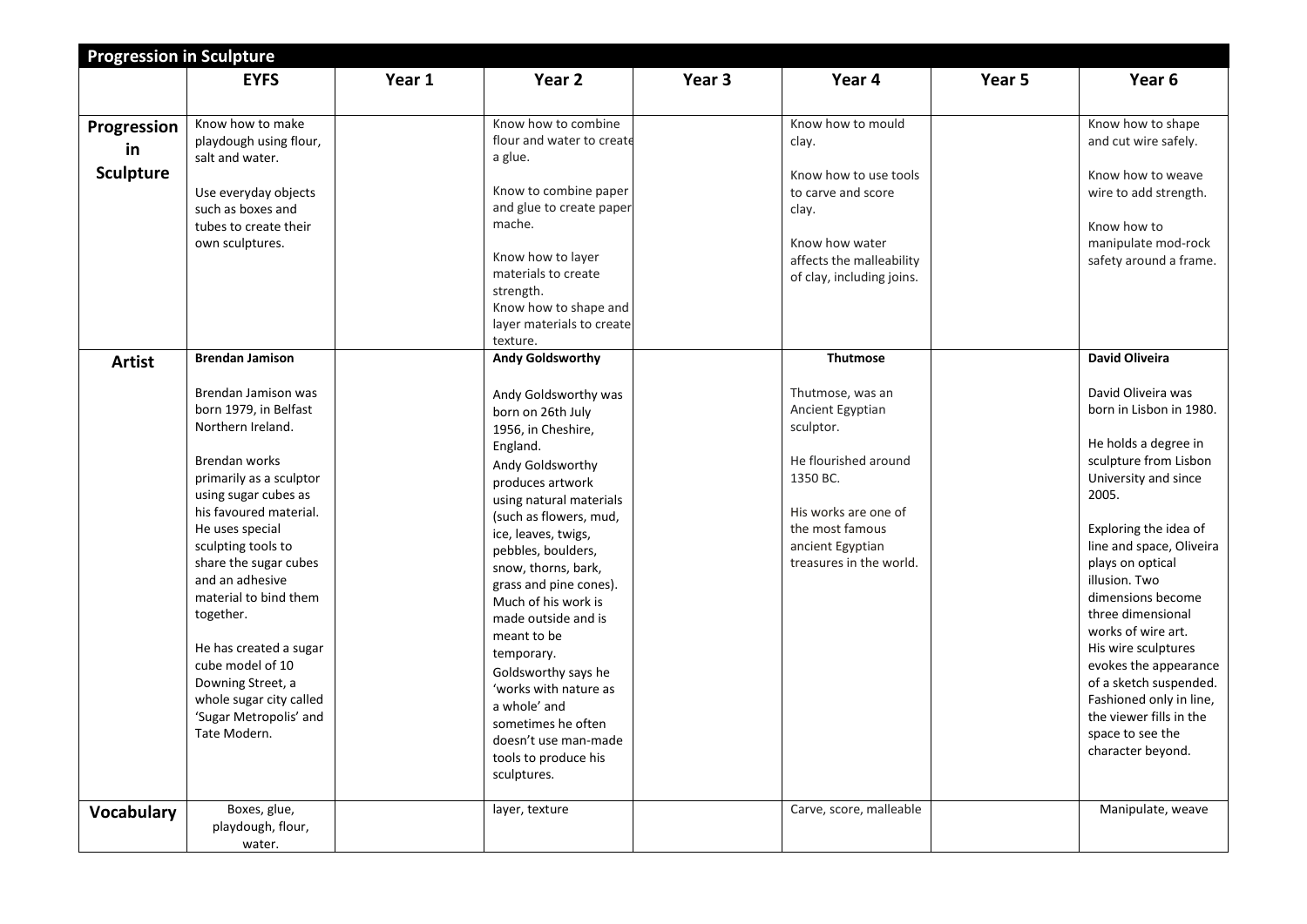| Progression in Sculpture | | | | | | | |
|---|---|---|---|---|---|---|---|
| | **EYFS** | **Year 1** | **Year 2** | **Year 3** | **Year 4** | **Year 5** | **Year 6** |
| **Progression in Sculpture** | Know how to make playdough using flour, salt and water.<br><br>Use everyday objects such as boxes and tubes to create their own sculptures. | | Know how to combine flour and water to create a glue.<br><br>Know to combine paper and glue to create paper mache.<br><br>Know how to layer materials to create strength.<br>Know how to shape and layer materials to create texture. | | Know how to mould clay.<br><br>Know how to use tools to carve and score clay.<br><br>Know how water affects the malleability of clay, including joins. | | Know how to shape and cut wire safely.<br><br>Know how to weave wire to add strength.<br><br>Know how to manipulate mod-rock safety around a frame. |
| **Artist** | **Brendan Jamison**<br><br>Brendan Jamison was born 1979, in Belfast Northern Ireland.<br><br>Brendan works primarily as a sculptor using sugar cubes as his favoured material. He uses special sculpting tools to share the sugar cubes and an adhesive material to bind them together.<br><br>He has created a sugar cube model of 10 Downing Street, a whole sugar city called 'Sugar Metropolis' and Tate Modern. | | **Andy Goldsworthy**<br><br>Andy Goldsworthy was born on 26th July 1956, in Cheshire, England.<br>Andy Goldsworthy produces artwork using natural materials (such as flowers, mud, ice, leaves, twigs, pebbles, boulders, snow, thorns, bark, grass and pine cones). Much of his work is made outside and is meant to be temporary.<br>Goldsworthy says he 'works with nature as a whole' and sometimes he often doesn't use man-made tools to produce his sculptures. | | **Thutmose**<br><br>Thutmose, was an Ancient Egyptian sculptor.<br><br>He flourished around 1350 BC.<br><br>His works are one of the most famous ancient Egyptian treasures in the world. | | **David Oliveira**<br><br>David Oliveira was born in Lisbon in 1980.<br><br>He holds a degree in sculpture from Lisbon University and since 2005.<br><br>Exploring the idea of line and space, Oliveira plays on optical illusion. Two dimensions become three dimensional works of wire art.<br>His wire sculptures evokes the appearance of a sketch suspended. Fashioned only in line, the viewer fills in the space to see the character beyond. |
| **Vocabulary** | Boxes, glue, playdough, flour, water. | | layer, texture | | Carve, score, malleable | | Manipulate, weave |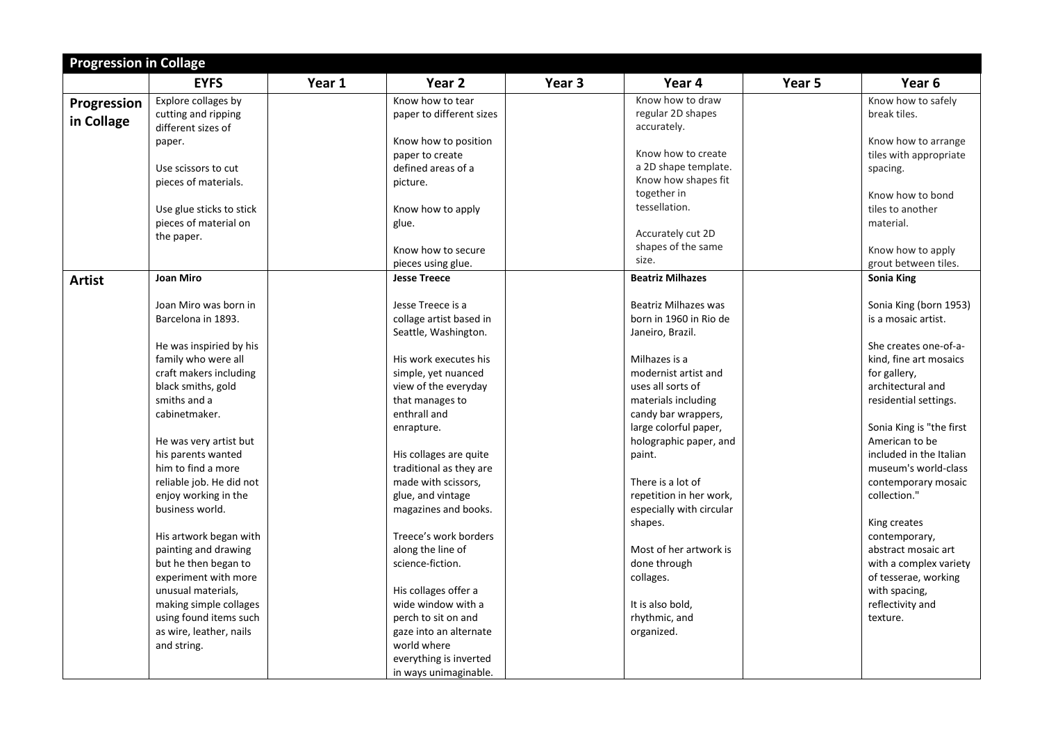| Progression in Collage | | | | | | | |
|---|---|---|---|---|---|---|---|
| | **EYFS** | **Year 1** | **Year 2** | **Year 3** | **Year 4** | **Year 5** | **Year 6** |
| **Progression in Collage** | Explore collages by cutting and ripping different sizes of paper.<br><br>Use scissors to cut pieces of materials.<br><br>Use glue sticks to stick pieces of material on the paper. | | Know how to tear paper to different sizes<br><br>Know how to position paper to create defined areas of a picture.<br><br>Know how to apply glue.<br><br>Know how to secure pieces using glue. | | Know how to draw regular 2D shapes accurately.<br><br>Know how to create a 2D shape template. Know how shapes fit together in tessellation.<br><br>Accurately cut 2D shapes of the same size. | | Know how to safely break tiles.<br><br>Know how to arrange tiles with appropriate spacing.<br><br>Know how to bond tiles to another material.<br><br>Know how to apply grout between tiles. |
| **Artist** | **Joan Miro**<br><br>Joan Miro was born in Barcelona in 1893.<br><br>He was inspiried by his family who were all craft makers including black smiths, gold smiths and a cabinetmaker.<br><br>He was very artist but his parents wanted him to find a more reliable job. He did not enjoy working in the business world.<br><br>His artwork began with painting and drawing but he then began to experiment with more unusual materials, making simple collages using found items such as wire, leather, nails and string. | | **Jesse Treece**<br><br>Jesse Treece is a collage artist based in Seattle, Washington.<br><br>His work executes his simple, yet nuanced view of the everyday that manages to enthrall and enrapture.<br><br>His collages are quite traditional as they are made with scissors, glue, and vintage magazines and books.<br><br>Treece's work borders along the line of science-fiction.<br><br>His collages offer a wide window with a perch to sit on and gaze into an alternate world where everything is inverted in ways unimaginable. | | **Beatriz Milhazes**<br><br>Beatriz Milhazes was born in 1960 in Rio de Janeiro, Brazil.<br><br>Milhazes is a modernist artist and uses all sorts of materials including candy bar wrappers, large colorful paper, holographic paper, and paint.<br><br>There is a lot of repetition in her work, especially with circular shapes.<br><br>Most of her artwork is done through collages.<br><br>It is also bold, rhythmic, and organized. | | **Sonia King**<br><br>Sonia King (born 1953) is a mosaic artist.<br><br>She creates one-of-a-kind, fine art mosaics for gallery, architectural and residential settings.<br><br>Sonia King is "the first American to be included in the Italian museum's world-class contemporary mosaic collection."<br><br>King creates contemporary, abstract mosaic art with a complex variety of tesserae, working with spacing, reflectivity and texture. |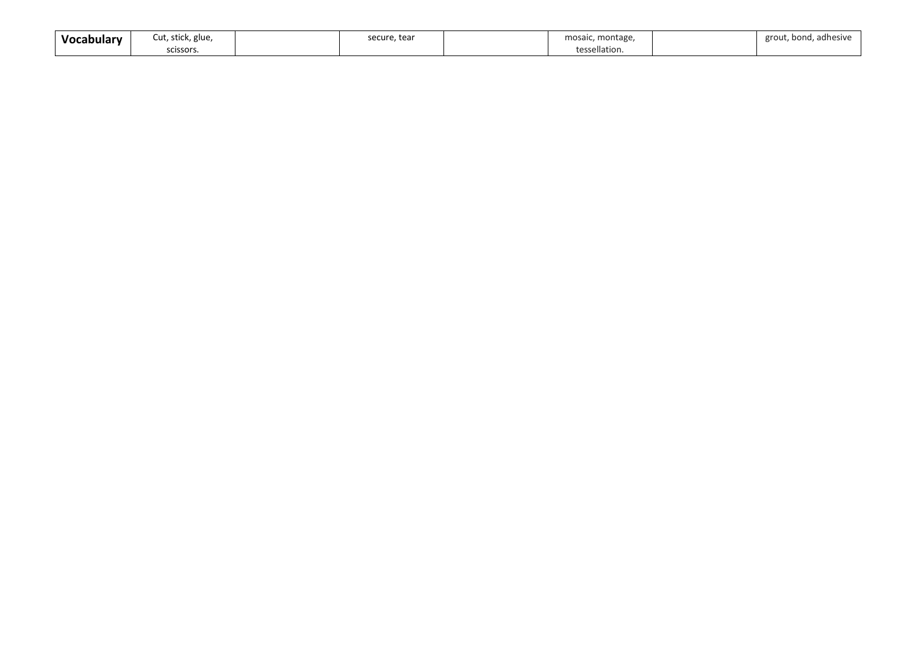| | | | | | | | |
|---|---|---|---|---|---|---|---|
| **Vocabulary** | Cut, stick, glue, scissors. | | secure, tear | | mosaic, montage, tessellation. | | grout, bond, adhesive |